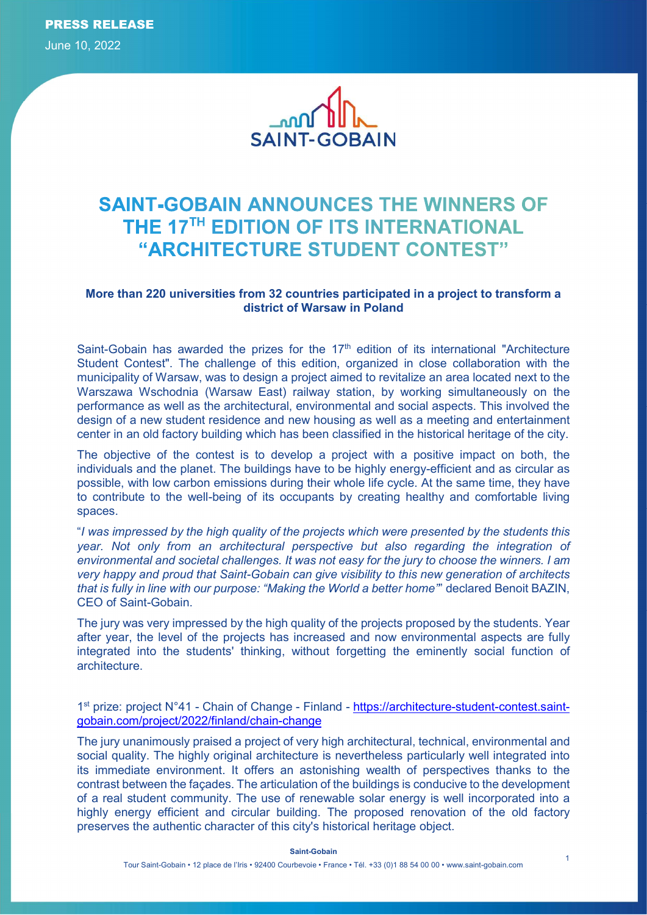**PRESS RELEASE**

June 10, 2022

SAINT-GOBAIN

# SAINT-GOBAIN ANNOUNCES THE WINNERS OF THE 17TH EDITION OF ITS INTERNATIONAL "ARCHITECTURE STUDENT CONTEST"

**More than 220 universities from 32 countries participated in a project to transform a district of Warsaw in Poland**

Saint-Gobain has awarded the prizes for the 17th edition of its international "Architecture Student Contest". The challenge of this edition, organized in close collaboration with the municipality of Warsaw, was to design a project aimed to revitalize an area located next to the Warszawa Wschodnia (Warsaw East) railway station, by working simultaneously on the performance as well as the architectural, environmental and social aspects. This involved the design of a new student residence and new housing as well as a meeting and entertainment center in an old factory building which has been classified in the historical heritage of the city.

The objective of the contest is to develop a project with a positive impact on both, the individuals and the planet. The buildings have to be highly energy-efficient and as circular as possible, with low carbon emissions during their whole life cycle. At the same time, they have to contribute to the well-being of its occupants by creating healthy and comfortable living spaces.

"*I was impressed by the high quality of the projects which were presented by the students this year. Not only from an architectural perspective but also regarding the integration of environmental and societal challenges. It was not easy for the jury to choose the winners. I am very happy and proud that Saint-Gobain can give visibility to this new generation of architects that is fully in line with our purpose: "Making the World a better home"*" declared Benoit BAZIN, CEO of Saint-Gobain.

The jury was very impressed by the high quality of the projects proposed by the students. Year after year, the level of the projects has increased and now environmental aspects are fully integrated into the students' thinking, without forgetting the eminently social function of architecture.

1st prize: project N°41 - Chain of Change - Finland - https://architecture-student-contest.saint-gobain.com/project/2022/finland/chain-change

The jury unanimously praised a project of very high architectural, technical, environmental and social quality. The highly original architecture is nevertheless particularly well integrated into its immediate environment. It offers an astonishing wealth of perspectives thanks to the contrast between the façades. The articulation of the buildings is conducive to the development of a real student community. The use of renewable solar energy is well incorporated into a highly energy efficient and circular building. The proposed renovation of the old factory preserves the authentic character of this city's historical heritage object.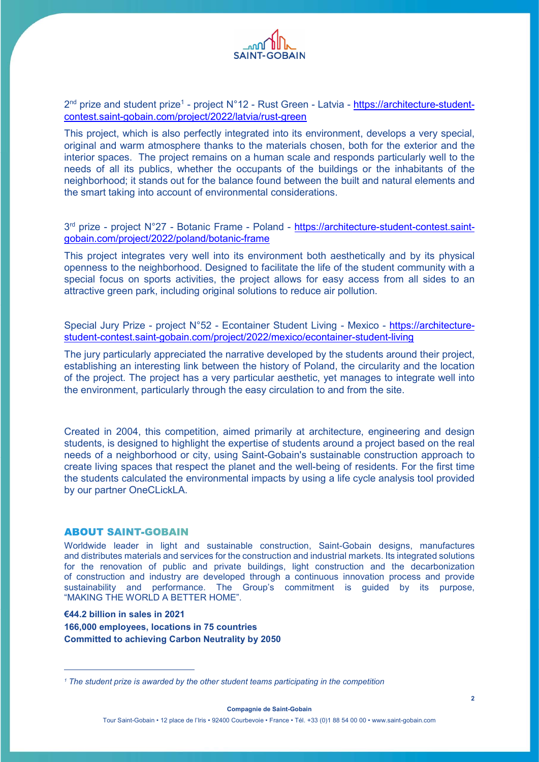2nd prize and student prize[1] - project N°12 - Rust Green - Latvia - https://architecture-student-contest.saint-gobain.com/project/2022/latvia/rust-green

This project, which is also perfectly integrated into its environment, develops a very special, original and warm atmosphere thanks to the materials chosen, both for the exterior and the interior spaces. The project remains on a human scale and responds particularly well to the needs of all its publics, whether the occupants of the buildings or the inhabitants of the neighborhood; it stands out for the balance found between the built and natural elements and the smart taking into account of environmental considerations.

3rd prize - project N°27 - Botanic Frame - Poland - https://architecture-student-contest.saint-gobain.com/project/2022/poland/botanic-frame

This project integrates very well into its environment both aesthetically and by its physical openness to the neighborhood. Designed to facilitate the life of the student community with a special focus on sports activities, the project allows for easy access from all sides to an attractive green park, including original solutions to reduce air pollution.

Special Jury Prize - project N°52 - Econtainer Student Living - Mexico - https://architecture-student-contest.saint-gobain.com/project/2022/mexico/econtainer-student-living

The jury particularly appreciated the narrative developed by the students around their project, establishing an interesting link between the history of Poland, the circularity and the location of the project. The project has a very particular aesthetic, yet manages to integrate well into the environment, particularly through the easy circulation to and from the site.

Created in 2004, this competition, aimed primarily at architecture, engineering and design students, is designed to highlight the expertise of students around a project based on the real needs of a neighborhood or city, using Saint-Gobain's sustainable construction approach to create living spaces that respect the planet and the well-being of residents. For the first time the students calculated the environmental impacts by using a life cycle analysis tool provided by our partner OneCLickLA.

## ABOUT SAINT-GOBAIN

Worldwide leader in light and sustainable construction, Saint-Gobain designs, manufactures and distributes materials and services for the construction and industrial markets. Its integrated solutions for the renovation of public and private buildings, light construction and the decarbonization of construction and industry are developed through a continuous innovation process and provide sustainability and performance. The Group's commitment is guided by its purpose, "MAKING THE WORLD A BETTER HOME".

**€44.2 billion in sales in 2021**
**166,000 employees, locations in 75 countries**
**Committed to achieving Carbon Neutrality by 2050**

[1] *The student prize is awarded by the other student teams participating in the competition*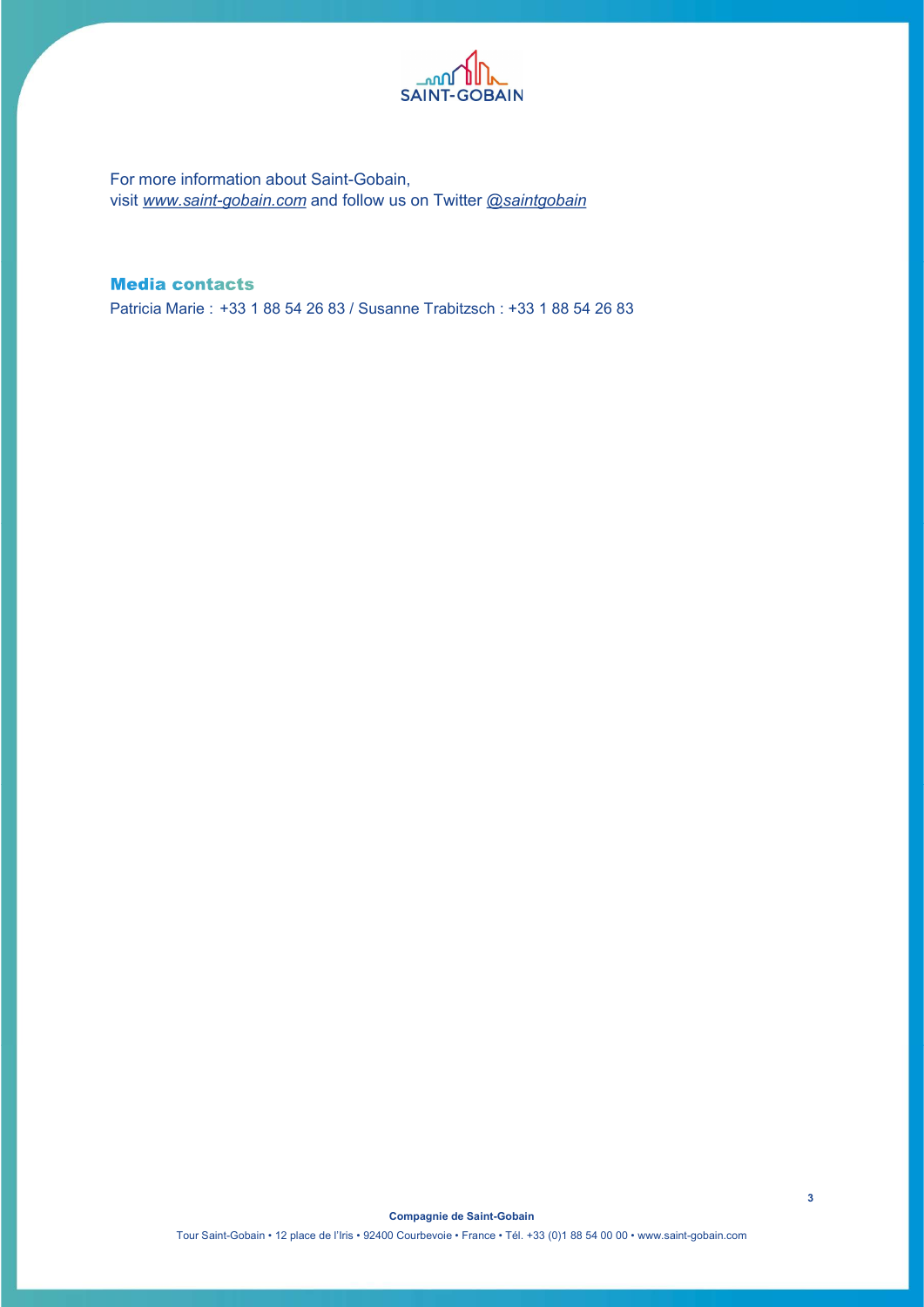For more information about Saint-Gobain,
visit *www.saint-gobain.com* and follow us on Twitter *@saintgobain*

## Media contacts

Patricia Marie : +33 1 88 54 26 83 / Susanne Trabitzsch : +33 1 88 54 26 83

**Compagnie de Saint-Gobain**

Tour Saint-Gobain • 12 place de l'Iris • 92400 Courbevoie • France • Tél. +33 (0)1 88 54 00 00 • www.saint-gobain.com